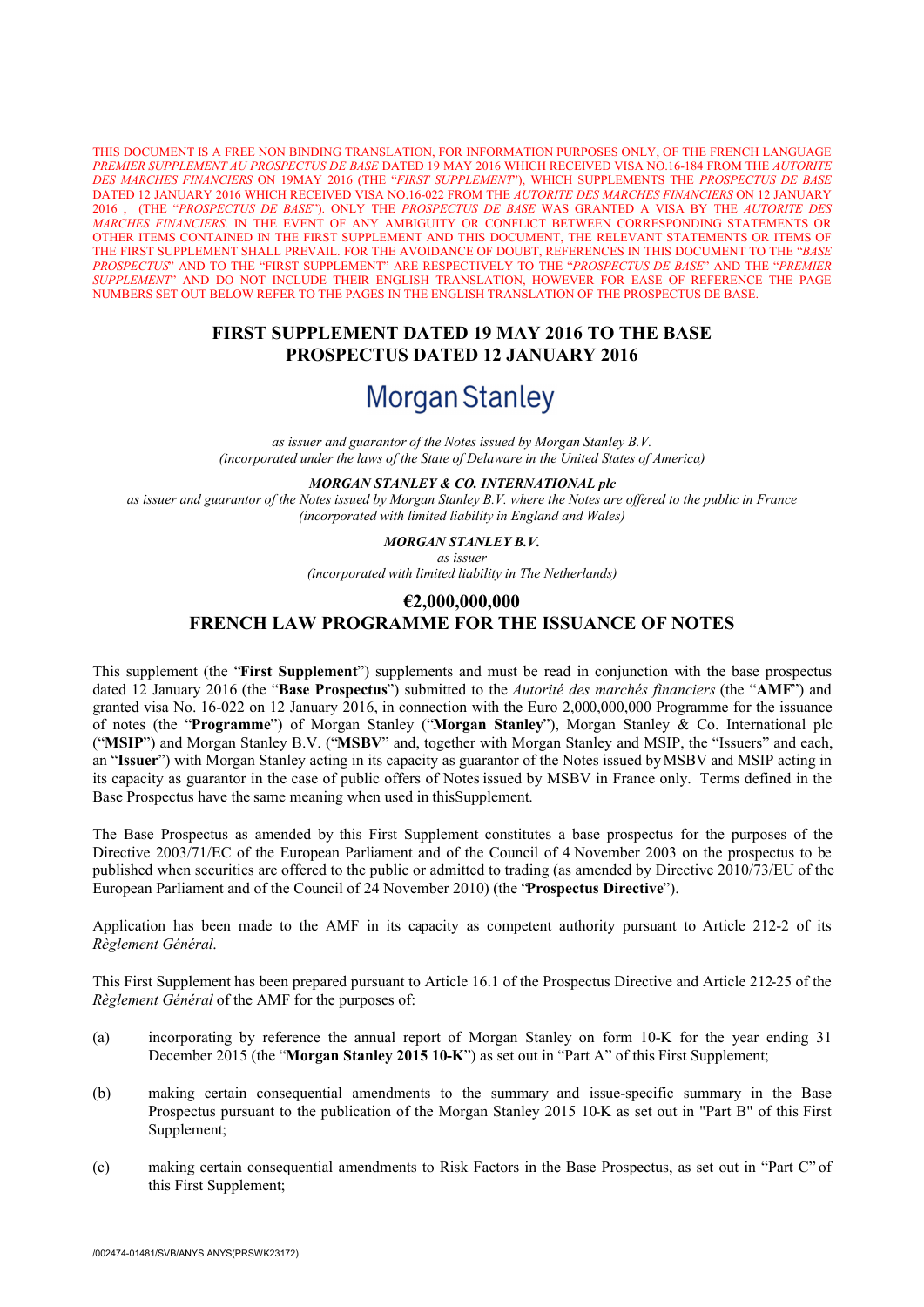THIS DOCUMENT IS A FREE NON BINDING TRANSLATION, FOR INFORMATION PURPOSES ONLY, OF THE FRENCH LANGUAGE *PREMIER SUPPLEMENT AU PROSPECTUS DE BASE* DATED 19 MAY 2016 WHICH RECEIVED VISA NO.16-184 FROM THE *AUTORITE DES MARCHES FINANCIERS* ON 19MAY 2016 (THE "*FIRST SUPPLEMENT*"), WHICH SUPPLEMENTS THE *PROSPECTUS DE BASE* DATED 12 JANUARY 2016 WHICH RECEIVED VISA NO.16-022 FROM THE *AUTORITE DES MARCHES FINANCIERS* ON 12 JANUARY 2016 , (THE "*PROSPECTUS DE BASE*"). ONLY THE *PROSPECTUS DE BASE* WAS GRANTED A VISA BY THE *AUTORITE DES MARCHES FINANCIERS*. IN THE EVENT OF ANY AMBIGUITY OR CONFLICT BETWEEN CORRESPONDING STATEMENTS OR OTHER ITEMS CONTAINED IN THE FIRST SUPPLEMENT AND THIS DOCUMENT, THE RELEVANT STATEMENTS OR ITEMS OF THE FIRST SUPPLEMENT SHALL PREVAIL. FOR THE AVOIDANCE OF DOUBT, REFERENCES IN THIS DOCUMENT TO THE "*BASE PROSPECTUS*" AND TO THE "FIRST SUPPLEMENT" ARE RESPECTIVELY TO THE "*PROSPECTUS DE BASE*" AND THE "*PREMIER SUPPLEMENT*" AND DO NOT INCLUDE THEIR ENGLISH TRANSLATION, HOWEVER FOR EASE OF REFERENCE THE PAGE NUMBERS SET OUT BELOW REFER TO THE PAGES IN THE ENGLISH TRANSLATION OF THE PROSPECTUS DE BASE.

# FIRST SUPPLEMENT DATED 19 MAY 2016 TO THE BASE PROSPECTUS DATED 12 JANUARY 2016

Morgan Stanley

*as issuer and guarantor of the Notes issued by Morgan Stanley B.V.*
*(incorporated under the laws of the State of Delaware in the United States of America)*

***MORGAN STANLEY & CO. INTERNATIONAL plc***
*as issuer and guarantor of the Notes issued by Morgan Stanley B.V. where the Notes are offered to the public in France*
*(incorporated with limited liability in England and Wales)*

***MORGAN STANLEY B.V.***
*as issuer*
*(incorporated with limited liability in The Netherlands)*

## €2,000,000,000
## FRENCH LAW PROGRAMME FOR THE ISSUANCE OF NOTES

This supplement (the "**First Supplement**") supplements and must be read in conjunction with the base prospectus dated 12 January 2016 (the "**Base Prospectus**") submitted to the *Autorité des marchés financiers* (the "**AMF**") and granted visa No. 16-022 on 12 January 2016, in connection with the Euro 2,000,000,000 Programme for the issuance of notes (the "**Programme**") of Morgan Stanley ("**Morgan Stanley**"), Morgan Stanley & Co. International plc ("**MSIP**") and Morgan Stanley B.V. ("**MSBV**" and, together with Morgan Stanley and MSIP, the "Issuers" and each, an "**Issuer**") with Morgan Stanley acting in its capacity as guarantor of the Notes issued by MSBV and MSIP acting in its capacity as guarantor in the case of public offers of Notes issued by MSBV in France only. Terms defined in the Base Prospectus have the same meaning when used in thisSupplement.

The Base Prospectus as amended by this First Supplement constitutes a base prospectus for the purposes of the Directive 2003/71/EC of the European Parliament and of the Council of 4 November 2003 on the prospectus to be published when securities are offered to the public or admitted to trading (as amended by Directive 2010/73/EU of the European Parliament and of the Council of 24 November 2010) (the "**Prospectus Directive**").

Application has been made to the AMF in its capacity as competent authority pursuant to Article 212-2 of its *Règlement Général*.

This First Supplement has been prepared pursuant to Article 16.1 of the Prospectus Directive and Article 212-25 of the *Règlement Général* of the AMF for the purposes of:

(a) incorporating by reference the annual report of Morgan Stanley on form 10-K for the year ending 31 December 2015 (the "**Morgan Stanley 2015 10-K**") as set out in "Part A" of this First Supplement;

(b) making certain consequential amendments to the summary and issue-specific summary in the Base Prospectus pursuant to the publication of the Morgan Stanley 2015 10-K as set out in "Part B" of this First Supplement;

(c) making certain consequential amendments to Risk Factors in the Base Prospectus, as set out in "Part C" of this First Supplement;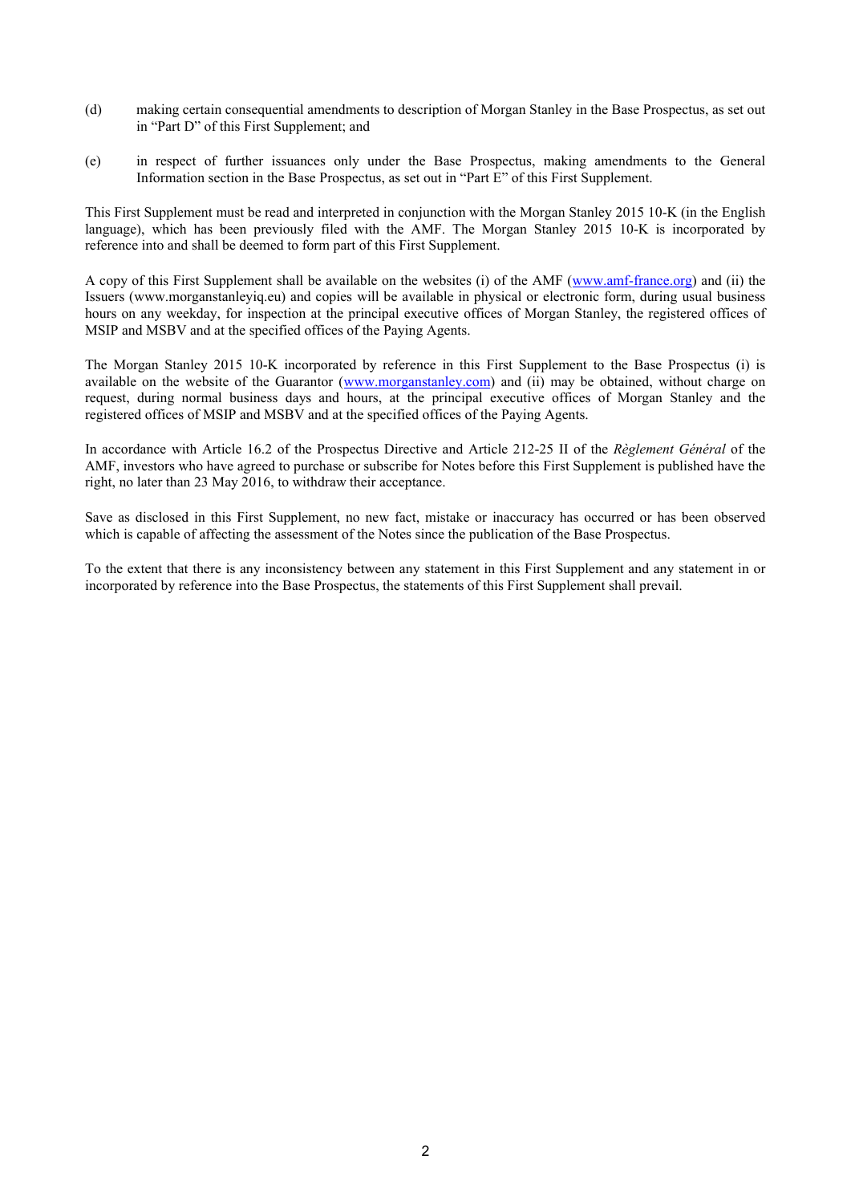(d) making certain consequential amendments to description of Morgan Stanley in the Base Prospectus, as set out in "Part D" of this First Supplement; and

(e) in respect of further issuances only under the Base Prospectus, making amendments to the General Information section in the Base Prospectus, as set out in "Part E" of this First Supplement.

This First Supplement must be read and interpreted in conjunction with the Morgan Stanley 2015 10-K (in the English language), which has been previously filed with the AMF. The Morgan Stanley 2015 10-K is incorporated by reference into and shall be deemed to form part of this First Supplement.

A copy of this First Supplement shall be available on the websites (i) of the AMF (www.amf-france.org) and (ii) the Issuers (www.morganstanleyiq.eu) and copies will be available in physical or electronic form, during usual business hours on any weekday, for inspection at the principal executive offices of Morgan Stanley, the registered offices of MSIP and MSBV and at the specified offices of the Paying Agents.

The Morgan Stanley 2015 10-K incorporated by reference in this First Supplement to the Base Prospectus (i) is available on the website of the Guarantor (www.morganstanley.com) and (ii) may be obtained, without charge on request, during normal business days and hours, at the principal executive offices of Morgan Stanley and the registered offices of MSIP and MSBV and at the specified offices of the Paying Agents.

In accordance with Article 16.2 of the Prospectus Directive and Article 212-25 II of the *Règlement Général* of the AMF, investors who have agreed to purchase or subscribe for Notes before this First Supplement is published have the right, no later than 23 May 2016, to withdraw their acceptance.

Save as disclosed in this First Supplement, no new fact, mistake or inaccuracy has occurred or has been observed which is capable of affecting the assessment of the Notes since the publication of the Base Prospectus.

To the extent that there is any inconsistency between any statement in this First Supplement and any statement in or incorporated by reference into the Base Prospectus, the statements of this First Supplement shall prevail.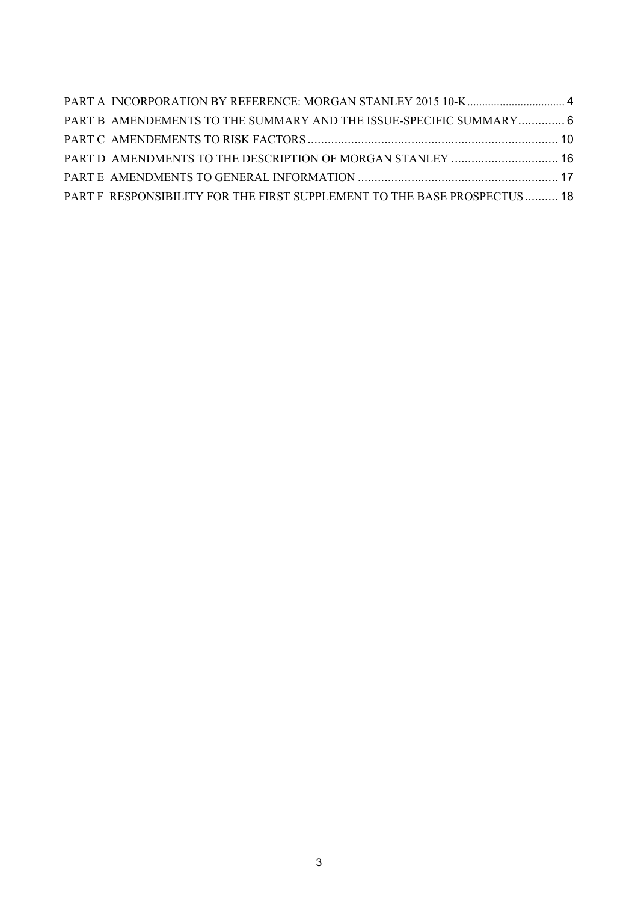PART A INCORPORATION BY REFERENCE: MORGAN STANLEY 2015 10-K................................. 4

PART B AMENDEMENTS TO THE SUMMARY AND THE ISSUE-SPECIFIC SUMMARY.............. 6

PART C AMENDEMENTS TO RISK FACTORS........................................................................... 10

PART D AMENDMENTS TO THE DESCRIPTION OF MORGAN STANLEY ................................ 16

PART E AMENDMENTS TO GENERAL INFORMATION ............................................................ 17

PART F RESPONSIBILITY FOR THE FIRST SUPPLEMENT TO THE BASE PROSPECTUS.......... 18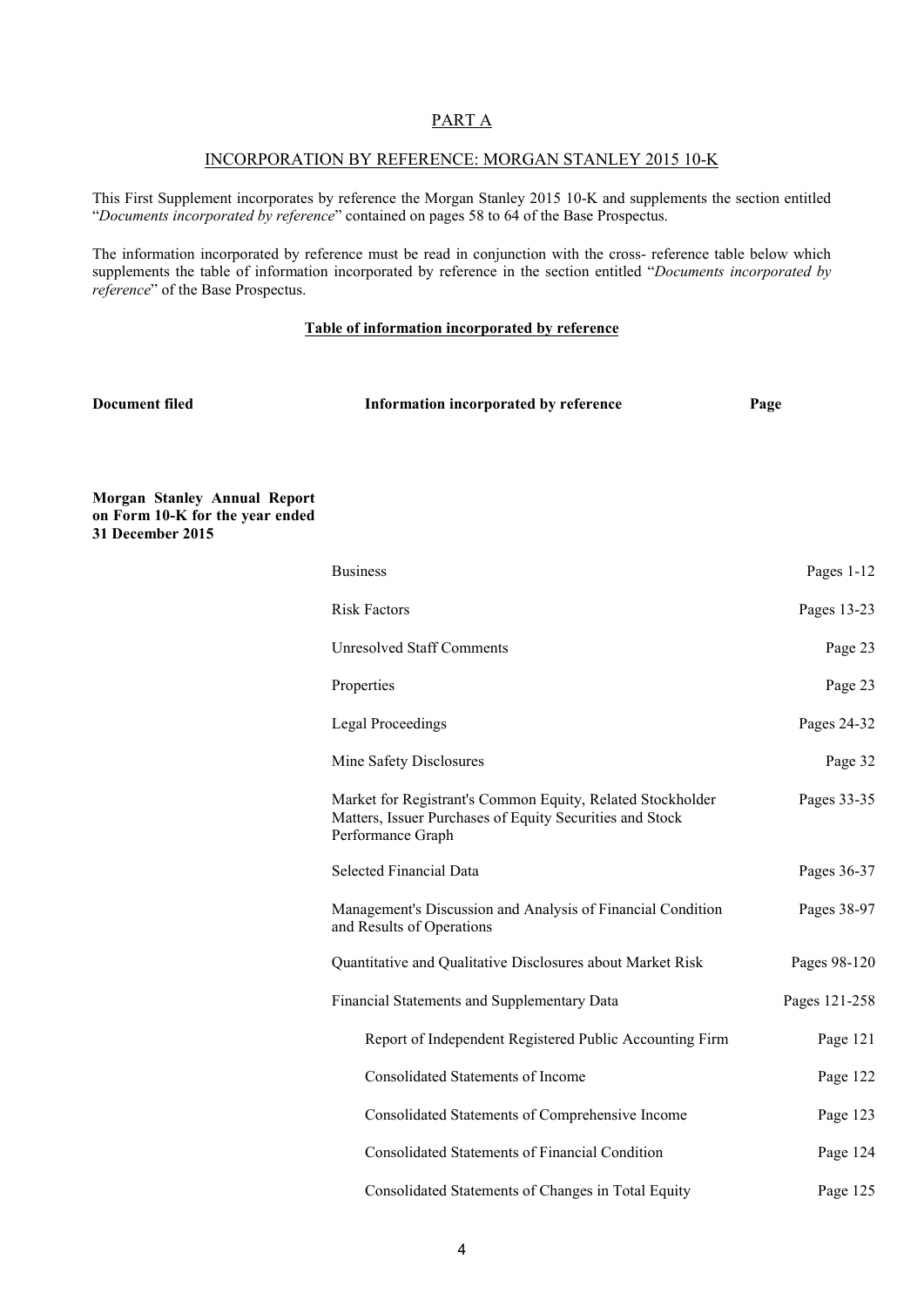## PART A

### INCORPORATION BY REFERENCE: MORGAN STANLEY 2015 10-K

This First Supplement incorporates by reference the Morgan Stanley 2015 10-K and supplements the section entitled "*Documents incorporated by reference*" contained on pages 58 to 64 of the Base Prospectus.

The information incorporated by reference must be read in conjunction with the cross- reference table below which supplements the table of information incorporated by reference in the section entitled "*Documents incorporated by reference*" of the Base Prospectus.

**Table of information incorporated by reference**

| Document filed | Information incorporated by reference | Page |
|---|---|---|
| **Morgan Stanley Annual Report on Form 10-K for the year ended 31 December 2015** | | |
| | Business | Pages 1-12 |
| | Risk Factors | Pages 13-23 |
| | Unresolved Staff Comments | Page 23 |
| | Properties | Page 23 |
| | Legal Proceedings | Pages 24-32 |
| | Mine Safety Disclosures | Page 32 |
| | Market for Registrant's Common Equity, Related Stockholder Matters, Issuer Purchases of Equity Securities and Stock Performance Graph | Pages 33-35 |
| | Selected Financial Data | Pages 36-37 |
| | Management's Discussion and Analysis of Financial Condition and Results of Operations | Pages 38-97 |
| | Quantitative and Qualitative Disclosures about Market Risk | Pages 98-120 |
| | Financial Statements and Supplementary Data | Pages 121-258 |
| | Report of Independent Registered Public Accounting Firm | Page 121 |
| | Consolidated Statements of Income | Page 122 |
| | Consolidated Statements of Comprehensive Income | Page 123 |
| | Consolidated Statements of Financial Condition | Page 124 |
| | Consolidated Statements of Changes in Total Equity | Page 125 |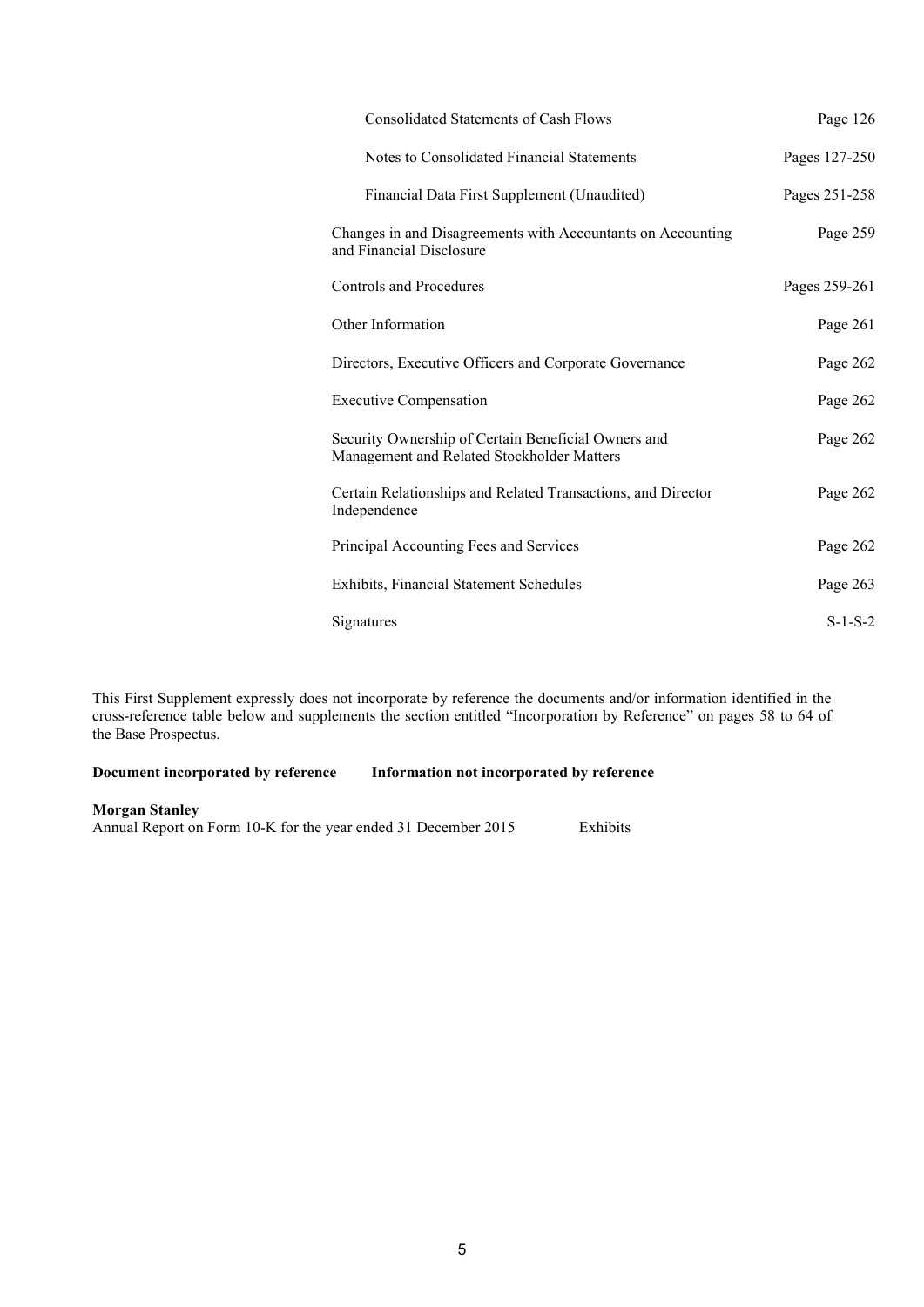| | |
|---|---|
| Consolidated Statements of Cash Flows | Page 126 |
| Notes to Consolidated Financial Statements | Pages 127-250 |
| Financial Data First Supplement (Unaudited) | Pages 251-258 |
| Changes in and Disagreements with Accountants on Accounting and Financial Disclosure | Page 259 |
| Controls and Procedures | Pages 259-261 |
| Other Information | Page 261 |
| Directors, Executive Officers and Corporate Governance | Page 262 |
| Executive Compensation | Page 262 |
| Security Ownership of Certain Beneficial Owners and Management and Related Stockholder Matters | Page 262 |
| Certain Relationships and Related Transactions, and Director Independence | Page 262 |
| Principal Accounting Fees and Services | Page 262 |
| Exhibits, Financial Statement Schedules | Page 263 |
| Signatures | S-1-S-2 |

This First Supplement expressly does not incorporate by reference the documents and/or information identified in the cross-reference table below and supplements the section entitled "Incorporation by Reference" on pages 58 to 64 of the Base Prospectus.

| **Document incorporated by reference** | **Information not incorporated by reference** |
|---|---|
| **Morgan Stanley** | |
| Annual Report on Form 10-K for the year ended 31 December 2015 | Exhibits |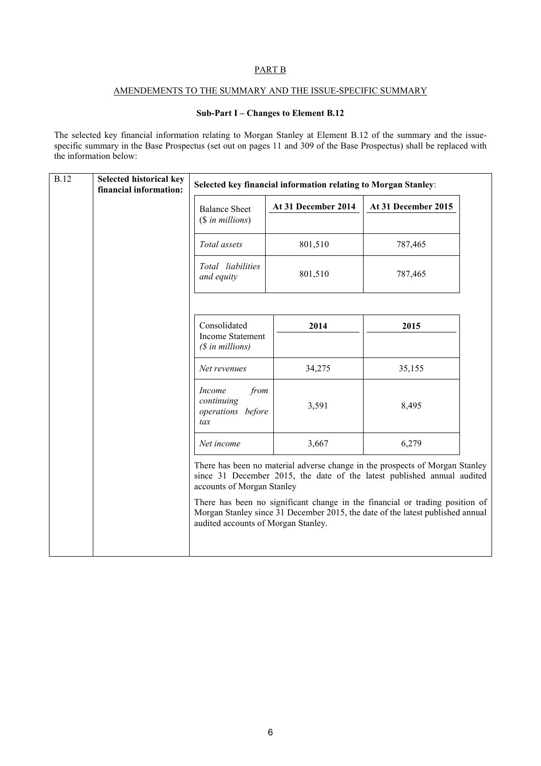PART B

AMENDEMENTS TO THE SUMMARY AND THE ISSUE-SPECIFIC SUMMARY

**Sub-Part I – Changes to Element B.12**

The selected key financial information relating to Morgan Stanley at Element B.12 of the summary and the issue-specific summary in the Base Prospectus (set out on pages 11 and 309 of the Base Prospectus) shall be replaced with the information below:

| B.12 | **Selected historical key financial information:** | **Selected key financial information relating to Morgan Stanley**: |
|---|---|---|

| Balance Sheet (*$ in millions*) | **At 31 December 2014** | **At 31 December 2015** |
|---|---|---|
| *Total assets* | 801,510 | 787,465 |
| *Total liabilities and equity* | 801,510 | 787,465 |

| Consolidated Income Statement (*$ in millions*) | **2014** | **2015** |
|---|---|---|
| *Net revenues* | 34,275 | 35,155 |
| *Income from continuing operations before tax* | 3,591 | 8,495 |
| *Net income* | 3,667 | 6,279 |

There has been no material adverse change in the prospects of Morgan Stanley since 31 December 2015, the date of the latest published annual audited accounts of Morgan Stanley

There has been no significant change in the financial or trading position of Morgan Stanley since 31 December 2015, the date of the latest published annual audited accounts of Morgan Stanley.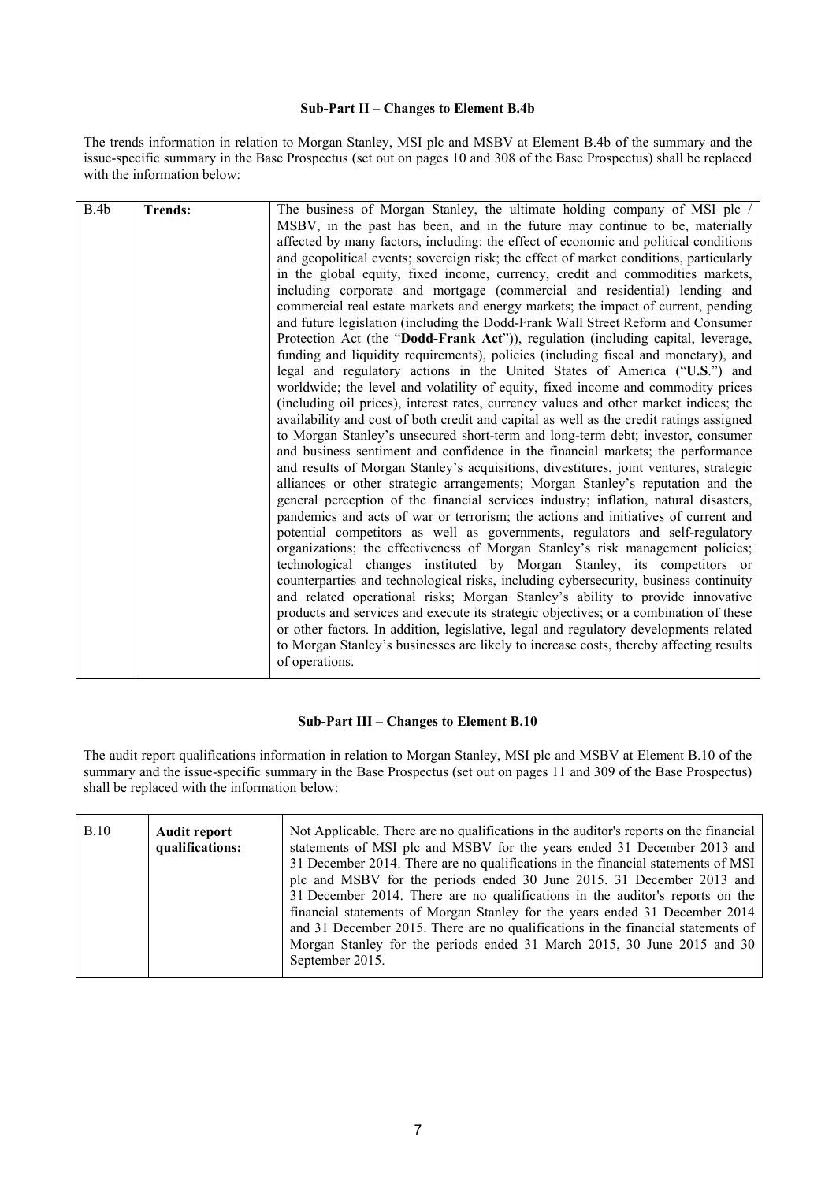### Sub-Part II – Changes to Element B.4b

The trends information in relation to Morgan Stanley, MSI plc and MSBV at Element B.4b of the summary and the issue-specific summary in the Base Prospectus (set out on pages 10 and 308 of the Base Prospectus) shall be replaced with the information below:

| B.4b | **Trends:** | The business of Morgan Stanley, the ultimate holding company of MSI plc / MSBV, in the past has been, and in the future may continue to be, materially affected by many factors, including: the effect of economic and political conditions and geopolitical events; sovereign risk; the effect of market conditions, particularly in the global equity, fixed income, currency, credit and commodities markets, including corporate and mortgage (commercial and residential) lending and commercial real estate markets and energy markets; the impact of current, pending and future legislation (including the Dodd-Frank Wall Street Reform and Consumer Protection Act (the "**Dodd-Frank Act**")), regulation (including capital, leverage, funding and liquidity requirements), policies (including fiscal and monetary), and legal and regulatory actions in the United States of America ("**U.S**.") and worldwide; the level and volatility of equity, fixed income and commodity prices (including oil prices), interest rates, currency values and other market indices; the availability and cost of both credit and capital as well as the credit ratings assigned to Morgan Stanley's unsecured short-term and long-term debt; investor, consumer and business sentiment and confidence in the financial markets; the performance and results of Morgan Stanley's acquisitions, divestitures, joint ventures, strategic alliances or other strategic arrangements; Morgan Stanley's reputation and the general perception of the financial services industry; inflation, natural disasters, pandemics and acts of war or terrorism; the actions and initiatives of current and potential competitors as well as governments, regulators and self-regulatory organizations; the effectiveness of Morgan Stanley's risk management policies; technological changes instituted by Morgan Stanley, its competitors or counterparties and technological risks, including cybersecurity, business continuity and related operational risks; Morgan Stanley's ability to provide innovative products and services and execute its strategic objectives; or a combination of these or other factors. In addition, legislative, legal and regulatory developments related to Morgan Stanley's businesses are likely to increase costs, thereby affecting results of operations. |
|---|---|---|

### Sub-Part III – Changes to Element B.10

The audit report qualifications information in relation to Morgan Stanley, MSI plc and MSBV at Element B.10 of the summary and the issue-specific summary in the Base Prospectus (set out on pages 11 and 309 of the Base Prospectus) shall be replaced with the information below:

| B.10 | **Audit report qualifications:** | Not Applicable. There are no qualifications in the auditor's reports on the financial statements of MSI plc and MSBV for the years ended 31 December 2013 and 31 December 2014. There are no qualifications in the financial statements of MSI plc and MSBV for the periods ended 30 June 2015. 31 December 2013 and 31 December 2014. There are no qualifications in the auditor's reports on the financial statements of Morgan Stanley for the years ended 31 December 2014 and 31 December 2015. There are no qualifications in the financial statements of Morgan Stanley for the periods ended 31 March 2015, 30 June 2015 and 30 September 2015. |
|---|---|---|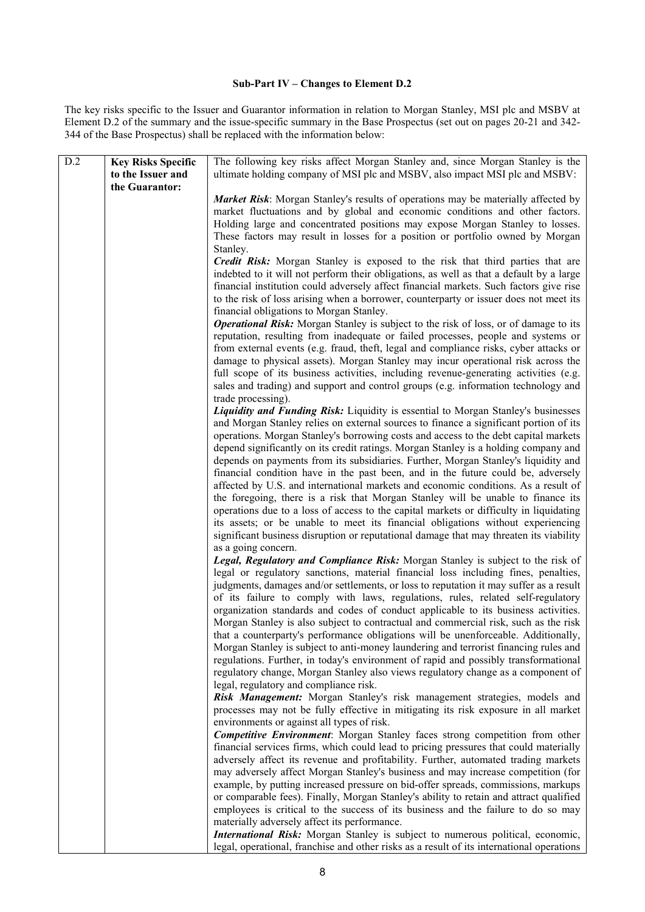**Sub-Part IV – Changes to Element D.2**

The key risks specific to the Issuer and Guarantor information in relation to Morgan Stanley, MSI plc and MSBV at Element D.2 of the summary and the issue-specific summary in the Base Prospectus (set out on pages 20-21 and 342-344 of the Base Prospectus) shall be replaced with the information below:

| D.2 | **Key Risks Specific to the Issuer and the Guarantor:** | The following key risks affect Morgan Stanley and, since Morgan Stanley is the ultimate holding company of MSI plc and MSBV, also impact MSI plc and MSBV:<br><br>***Market Risk***: Morgan Stanley's results of operations may be materially affected by market fluctuations and by global and economic conditions and other factors. Holding large and concentrated positions may expose Morgan Stanley to losses. These factors may result in losses for a position or portfolio owned by Morgan Stanley.<br>***Credit Risk:*** Morgan Stanley is exposed to the risk that third parties that are indebted to it will not perform their obligations, as well as that a default by a large financial institution could adversely affect financial markets. Such factors give rise to the risk of loss arising when a borrower, counterparty or issuer does not meet its financial obligations to Morgan Stanley.<br>***Operational Risk:*** Morgan Stanley is subject to the risk of loss, or of damage to its reputation, resulting from inadequate or failed processes, people and systems or from external events (e.g. fraud, theft, legal and compliance risks, cyber attacks or damage to physical assets). Morgan Stanley may incur operational risk across the full scope of its business activities, including revenue-generating activities (e.g. sales and trading) and support and control groups (e.g. information technology and trade processing).<br>***Liquidity and Funding Risk:*** Liquidity is essential to Morgan Stanley's businesses and Morgan Stanley relies on external sources to finance a significant portion of its operations. Morgan Stanley's borrowing costs and access to the debt capital markets depend significantly on its credit ratings. Morgan Stanley is a holding company and depends on payments from its subsidiaries. Further, Morgan Stanley's liquidity and financial condition have in the past been, and in the future could be, adversely affected by U.S. and international markets and economic conditions. As a result of the foregoing, there is a risk that Morgan Stanley will be unable to finance its operations due to a loss of access to the capital markets or difficulty in liquidating its assets; or be unable to meet its financial obligations without experiencing significant business disruption or reputational damage that may threaten its viability as a going concern.<br>***Legal, Regulatory and Compliance Risk:*** Morgan Stanley is subject to the risk of legal or regulatory sanctions, material financial loss including fines, penalties, judgments, damages and/or settlements, or loss to reputation it may suffer as a result of its failure to comply with laws, regulations, rules, related self-regulatory organization standards and codes of conduct applicable to its business activities. Morgan Stanley is also subject to contractual and commercial risk, such as the risk that a counterparty's performance obligations will be unenforceable. Additionally, Morgan Stanley is subject to anti-money laundering and terrorist financing rules and regulations. Further, in today's environment of rapid and possibly transformational regulatory change, Morgan Stanley also views regulatory change as a component of legal, regulatory and compliance risk.<br>***Risk Management:*** Morgan Stanley's risk management strategies, models and processes may not be fully effective in mitigating its risk exposure in all market environments or against all types of risk.<br>***Competitive Environment***: Morgan Stanley faces strong competition from other financial services firms, which could lead to pricing pressures that could materially adversely affect its revenue and profitability. Further, automated trading markets may adversely affect Morgan Stanley's business and may increase competition (for example, by putting increased pressure on bid-offer spreads, commissions, markups or comparable fees). Finally, Morgan Stanley's ability to retain and attract qualified employees is critical to the success of its business and the failure to do so may materially adversely affect its performance.<br>***International Risk:*** Morgan Stanley is subject to numerous political, economic, legal, operational, franchise and other risks as a result of its international operations |
|---|---|---|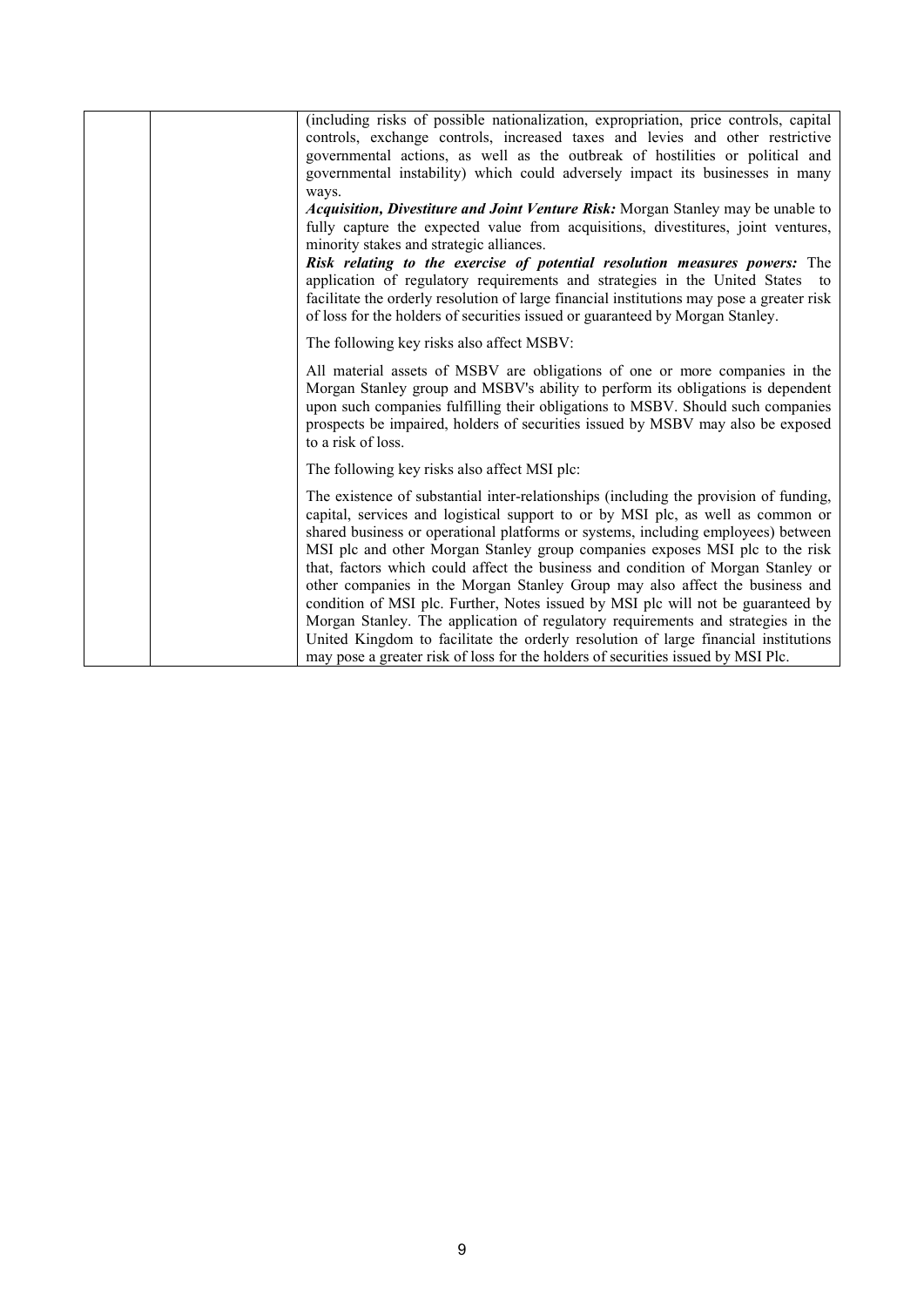| | | (including risks of possible nationalization, expropriation, price controls, capital controls, exchange controls, increased taxes and levies and other restrictive governmental actions, as well as the outbreak of hostilities or political and governmental instability) which could adversely impact its businesses in many ways.<br>***Acquisition, Divestiture and Joint Venture Risk:*** Morgan Stanley may be unable to fully capture the expected value from acquisitions, divestitures, joint ventures, minority stakes and strategic alliances.<br>***Risk relating to the exercise of potential resolution measures powers:*** The application of regulatory requirements and strategies in the United States to facilitate the orderly resolution of large financial institutions may pose a greater risk of loss for the holders of securities issued or guaranteed by Morgan Stanley.<br><br>The following key risks also affect MSBV:<br><br>All material assets of MSBV are obligations of one or more companies in the Morgan Stanley group and MSBV's ability to perform its obligations is dependent upon such companies fulfilling their obligations to MSBV. Should such companies prospects be impaired, holders of securities issued by MSBV may also be exposed to a risk of loss.<br><br>The following key risks also affect MSI plc:<br><br>The existence of substantial inter-relationships (including the provision of funding, capital, services and logistical support to or by MSI plc, as well as common or shared business or operational platforms or systems, including employees) between MSI plc and other Morgan Stanley group companies exposes MSI plc to the risk that, factors which could affect the business and condition of Morgan Stanley or other companies in the Morgan Stanley Group may also affect the business and condition of MSI plc. Further, Notes issued by MSI plc will not be guaranteed by Morgan Stanley. The application of regulatory requirements and strategies in the United Kingdom to facilitate the orderly resolution of large financial institutions may pose a greater risk of loss for the holders of securities issued by MSI Plc. |
|---|---|---|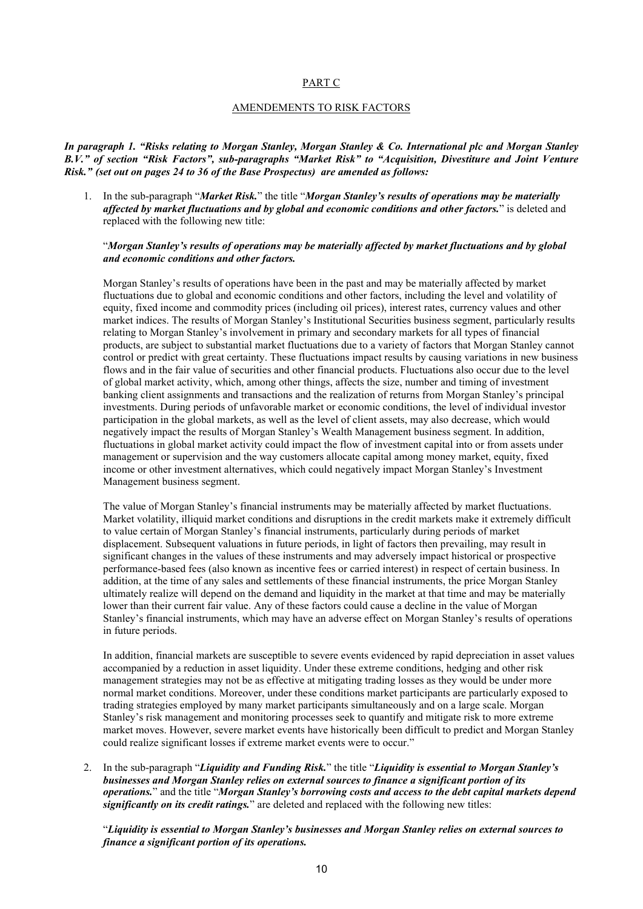## PART C

## AMENDEMENTS TO RISK FACTORS

***In paragraph 1. "Risks relating to Morgan Stanley, Morgan Stanley & Co. International plc and Morgan Stanley B.V." of section "Risk Factors", sub-paragraphs "Market Risk" to "Acquisition, Divestiture and Joint Venture Risk." (set out on pages 24 to 36 of the Base Prospectus) are amended as follows:***

1. In the sub-paragraph "***Market Risk.***" the title "***Morgan Stanley's results of operations may be materially affected by market fluctuations and by global and economic conditions and other factors.***" is deleted and replaced with the following new title:

   "***Morgan Stanley's results of operations may be materially affected by market fluctuations and by global and economic conditions and other factors.***

   Morgan Stanley's results of operations have been in the past and may be materially affected by market fluctuations due to global and economic conditions and other factors, including the level and volatility of equity, fixed income and commodity prices (including oil prices), interest rates, currency values and other market indices. The results of Morgan Stanley's Institutional Securities business segment, particularly results relating to Morgan Stanley's involvement in primary and secondary markets for all types of financial products, are subject to substantial market fluctuations due to a variety of factors that Morgan Stanley cannot control or predict with great certainty. These fluctuations impact results by causing variations in new business flows and in the fair value of securities and other financial products. Fluctuations also occur due to the level of global market activity, which, among other things, affects the size, number and timing of investment banking client assignments and transactions and the realization of returns from Morgan Stanley's principal investments. During periods of unfavorable market or economic conditions, the level of individual investor participation in the global markets, as well as the level of client assets, may also decrease, which would negatively impact the results of Morgan Stanley's Wealth Management business segment. In addition, fluctuations in global market activity could impact the flow of investment capital into or from assets under management or supervision and the way customers allocate capital among money market, equity, fixed income or other investment alternatives, which could negatively impact Morgan Stanley's Investment Management business segment.

   The value of Morgan Stanley's financial instruments may be materially affected by market fluctuations. Market volatility, illiquid market conditions and disruptions in the credit markets make it extremely difficult to value certain of Morgan Stanley's financial instruments, particularly during periods of market displacement. Subsequent valuations in future periods, in light of factors then prevailing, may result in significant changes in the values of these instruments and may adversely impact historical or prospective performance-based fees (also known as incentive fees or carried interest) in respect of certain business. In addition, at the time of any sales and settlements of these financial instruments, the price Morgan Stanley ultimately realize will depend on the demand and liquidity in the market at that time and may be materially lower than their current fair value. Any of these factors could cause a decline in the value of Morgan Stanley's financial instruments, which may have an adverse effect on Morgan Stanley's results of operations in future periods.

   In addition, financial markets are susceptible to severe events evidenced by rapid depreciation in asset values accompanied by a reduction in asset liquidity. Under these extreme conditions, hedging and other risk management strategies may not be as effective at mitigating trading losses as they would be under more normal market conditions. Moreover, under these conditions market participants are particularly exposed to trading strategies employed by many market participants simultaneously and on a large scale. Morgan Stanley's risk management and monitoring processes seek to quantify and mitigate risk to more extreme market moves. However, severe market events have historically been difficult to predict and Morgan Stanley could realize significant losses if extreme market events were to occur."

2. In the sub-paragraph "***Liquidity and Funding Risk.***" the title "***Liquidity is essential to Morgan Stanley's businesses and Morgan Stanley relies on external sources to finance a significant portion of its operations.***" and the title "***Morgan Stanley's borrowing costs and access to the debt capital markets depend significantly on its credit ratings.***" are deleted and replaced with the following new titles:

   "***Liquidity is essential to Morgan Stanley's businesses and Morgan Stanley relies on external sources to finance a significant portion of its operations.***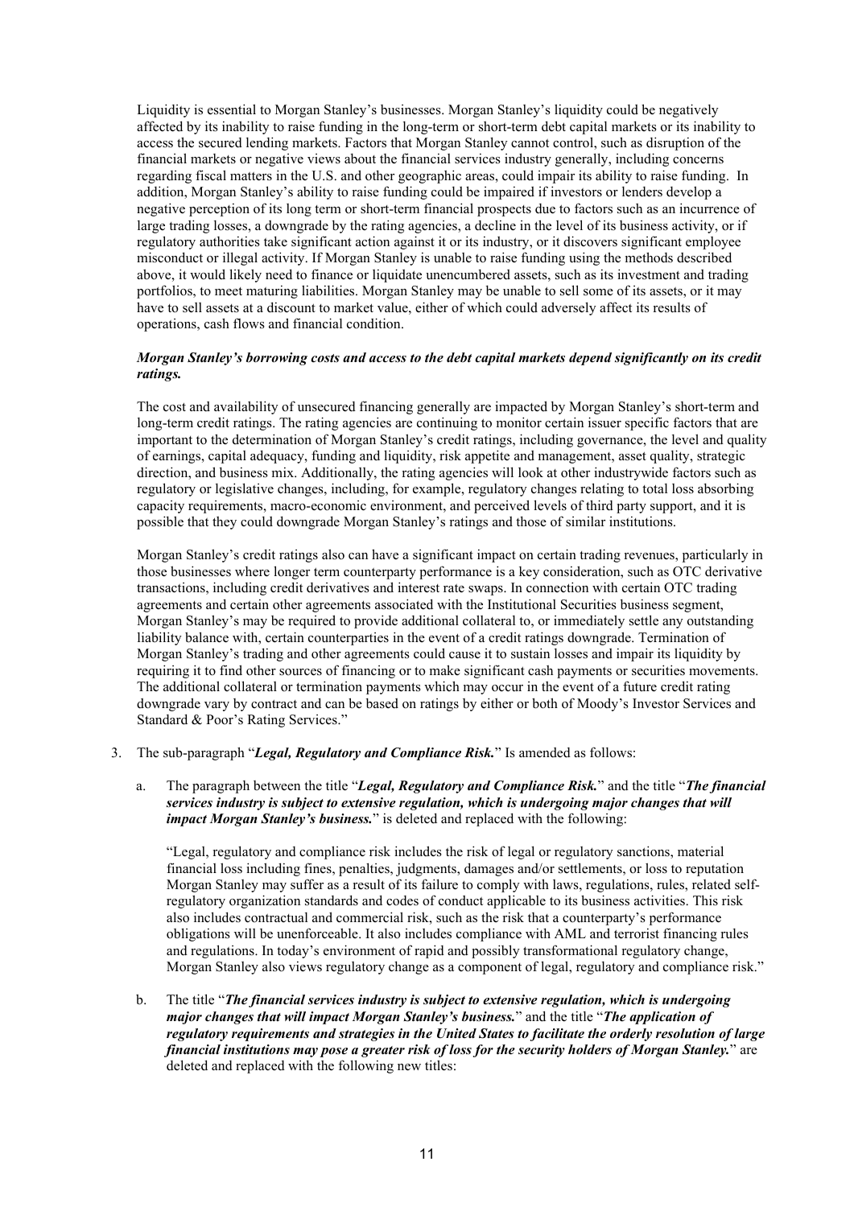Liquidity is essential to Morgan Stanley's businesses. Morgan Stanley's liquidity could be negatively affected by its inability to raise funding in the long-term or short-term debt capital markets or its inability to access the secured lending markets. Factors that Morgan Stanley cannot control, such as disruption of the financial markets or negative views about the financial services industry generally, including concerns regarding fiscal matters in the U.S. and other geographic areas, could impair its ability to raise funding. In addition, Morgan Stanley's ability to raise funding could be impaired if investors or lenders develop a negative perception of its long term or short-term financial prospects due to factors such as an incurrence of large trading losses, a downgrade by the rating agencies, a decline in the level of its business activity, or if regulatory authorities take significant action against it or its industry, or it discovers significant employee misconduct or illegal activity. If Morgan Stanley is unable to raise funding using the methods described above, it would likely need to finance or liquidate unencumbered assets, such as its investment and trading portfolios, to meet maturing liabilities. Morgan Stanley may be unable to sell some of its assets, or it may have to sell assets at a discount to market value, either of which could adversely affect its results of operations, cash flows and financial condition.

***Morgan Stanley's borrowing costs and access to the debt capital markets depend significantly on its credit ratings.***

The cost and availability of unsecured financing generally are impacted by Morgan Stanley's short-term and long-term credit ratings. The rating agencies are continuing to monitor certain issuer specific factors that are important to the determination of Morgan Stanley's credit ratings, including governance, the level and quality of earnings, capital adequacy, funding and liquidity, risk appetite and management, asset quality, strategic direction, and business mix. Additionally, the rating agencies will look at other industrywide factors such as regulatory or legislative changes, including, for example, regulatory changes relating to total loss absorbing capacity requirements, macro-economic environment, and perceived levels of third party support, and it is possible that they could downgrade Morgan Stanley's ratings and those of similar institutions.

Morgan Stanley's credit ratings also can have a significant impact on certain trading revenues, particularly in those businesses where longer term counterparty performance is a key consideration, such as OTC derivative transactions, including credit derivatives and interest rate swaps. In connection with certain OTC trading agreements and certain other agreements associated with the Institutional Securities business segment, Morgan Stanley's may be required to provide additional collateral to, or immediately settle any outstanding liability balance with, certain counterparties in the event of a credit ratings downgrade. Termination of Morgan Stanley's trading and other agreements could cause it to sustain losses and impair its liquidity by requiring it to find other sources of financing or to make significant cash payments or securities movements. The additional collateral or termination payments which may occur in the event of a future credit rating downgrade vary by contract and can be based on ratings by either or both of Moody's Investor Services and Standard & Poor's Rating Services."

3. The sub-paragraph "***Legal, Regulatory and Compliance Risk.***" Is amended as follows:

   a. The paragraph between the title "***Legal, Regulatory and Compliance Risk.***" and the title "***The financial services industry is subject to extensive regulation, which is undergoing major changes that will impact Morgan Stanley's business.***" is deleted and replaced with the following:

      "Legal, regulatory and compliance risk includes the risk of legal or regulatory sanctions, material financial loss including fines, penalties, judgments, damages and/or settlements, or loss to reputation Morgan Stanley may suffer as a result of its failure to comply with laws, regulations, rules, related self-regulatory organization standards and codes of conduct applicable to its business activities. This risk also includes contractual and commercial risk, such as the risk that a counterparty's performance obligations will be unenforceable. It also includes compliance with AML and terrorist financing rules and regulations. In today's environment of rapid and possibly transformational regulatory change, Morgan Stanley also views regulatory change as a component of legal, regulatory and compliance risk."

   b. The title "***The financial services industry is subject to extensive regulation, which is undergoing major changes that will impact Morgan Stanley's business.***" and the title "***The application of regulatory requirements and strategies in the United States to facilitate the orderly resolution of large financial institutions may pose a greater risk of loss for the security holders of Morgan Stanley.***" are deleted and replaced with the following new titles: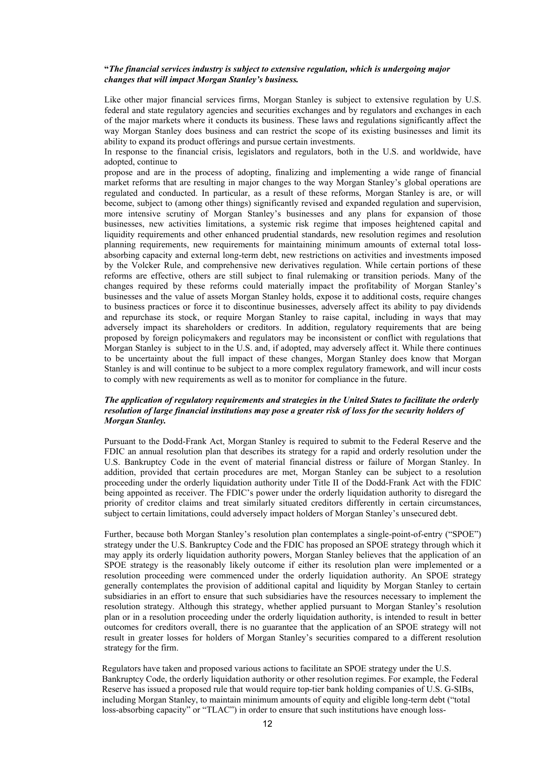**"*The financial services industry is subject to extensive regulation, which is undergoing major changes that will impact Morgan Stanley's business.***

Like other major financial services firms, Morgan Stanley is subject to extensive regulation by U.S. federal and state regulatory agencies and securities exchanges and by regulators and exchanges in each of the major markets where it conducts its business. These laws and regulations significantly affect the way Morgan Stanley does business and can restrict the scope of its existing businesses and limit its ability to expand its product offerings and pursue certain investments.

In response to the financial crisis, legislators and regulators, both in the U.S. and worldwide, have adopted, continue to

propose and are in the process of adopting, finalizing and implementing a wide range of financial market reforms that are resulting in major changes to the way Morgan Stanley's global operations are regulated and conducted. In particular, as a result of these reforms, Morgan Stanley is are, or will become, subject to (among other things) significantly revised and expanded regulation and supervision, more intensive scrutiny of Morgan Stanley's businesses and any plans for expansion of those businesses, new activities limitations, a systemic risk regime that imposes heightened capital and liquidity requirements and other enhanced prudential standards, new resolution regimes and resolution planning requirements, new requirements for maintaining minimum amounts of external total loss-absorbing capacity and external long-term debt, new restrictions on activities and investments imposed by the Volcker Rule, and comprehensive new derivatives regulation. While certain portions of these reforms are effective, others are still subject to final rulemaking or transition periods. Many of the changes required by these reforms could materially impact the profitability of Morgan Stanley's businesses and the value of assets Morgan Stanley holds, expose it to additional costs, require changes to business practices or force it to discontinue businesses, adversely affect its ability to pay dividends and repurchase its stock, or require Morgan Stanley to raise capital, including in ways that may adversely impact its shareholders or creditors. In addition, regulatory requirements that are being proposed by foreign policymakers and regulators may be inconsistent or conflict with regulations that Morgan Stanley is subject to in the U.S. and, if adopted, may adversely affect it. While there continues to be uncertainty about the full impact of these changes, Morgan Stanley does know that Morgan Stanley is and will continue to be subject to a more complex regulatory framework, and will incur costs to comply with new requirements as well as to monitor for compliance in the future.

***The application of regulatory requirements and strategies in the United States to facilitate the orderly resolution of large financial institutions may pose a greater risk of loss for the security holders of Morgan Stanley.***

Pursuant to the Dodd-Frank Act, Morgan Stanley is required to submit to the Federal Reserve and the FDIC an annual resolution plan that describes its strategy for a rapid and orderly resolution under the U.S. Bankruptcy Code in the event of material financial distress or failure of Morgan Stanley. In addition, provided that certain procedures are met, Morgan Stanley can be subject to a resolution proceeding under the orderly liquidation authority under Title II of the Dodd-Frank Act with the FDIC being appointed as receiver. The FDIC's power under the orderly liquidation authority to disregard the priority of creditor claims and treat similarly situated creditors differently in certain circumstances, subject to certain limitations, could adversely impact holders of Morgan Stanley's unsecured debt.

Further, because both Morgan Stanley's resolution plan contemplates a single-point-of-entry ("SPOE") strategy under the U.S. Bankruptcy Code and the FDIC has proposed an SPOE strategy through which it may apply its orderly liquidation authority powers, Morgan Stanley believes that the application of an SPOE strategy is the reasonably likely outcome if either its resolution plan were implemented or a resolution proceeding were commenced under the orderly liquidation authority. An SPOE strategy generally contemplates the provision of additional capital and liquidity by Morgan Stanley to certain subsidiaries in an effort to ensure that such subsidiaries have the resources necessary to implement the resolution strategy. Although this strategy, whether applied pursuant to Morgan Stanley's resolution plan or in a resolution proceeding under the orderly liquidation authority, is intended to result in better outcomes for creditors overall, there is no guarantee that the application of an SPOE strategy will not result in greater losses for holders of Morgan Stanley's securities compared to a different resolution strategy for the firm.

Regulators have taken and proposed various actions to facilitate an SPOE strategy under the U.S. Bankruptcy Code, the orderly liquidation authority or other resolution regimes. For example, the Federal Reserve has issued a proposed rule that would require top-tier bank holding companies of U.S. G-SIBs, including Morgan Stanley, to maintain minimum amounts of equity and eligible long-term debt ("total loss-absorbing capacity" or "TLAC") in order to ensure that such institutions have enough loss-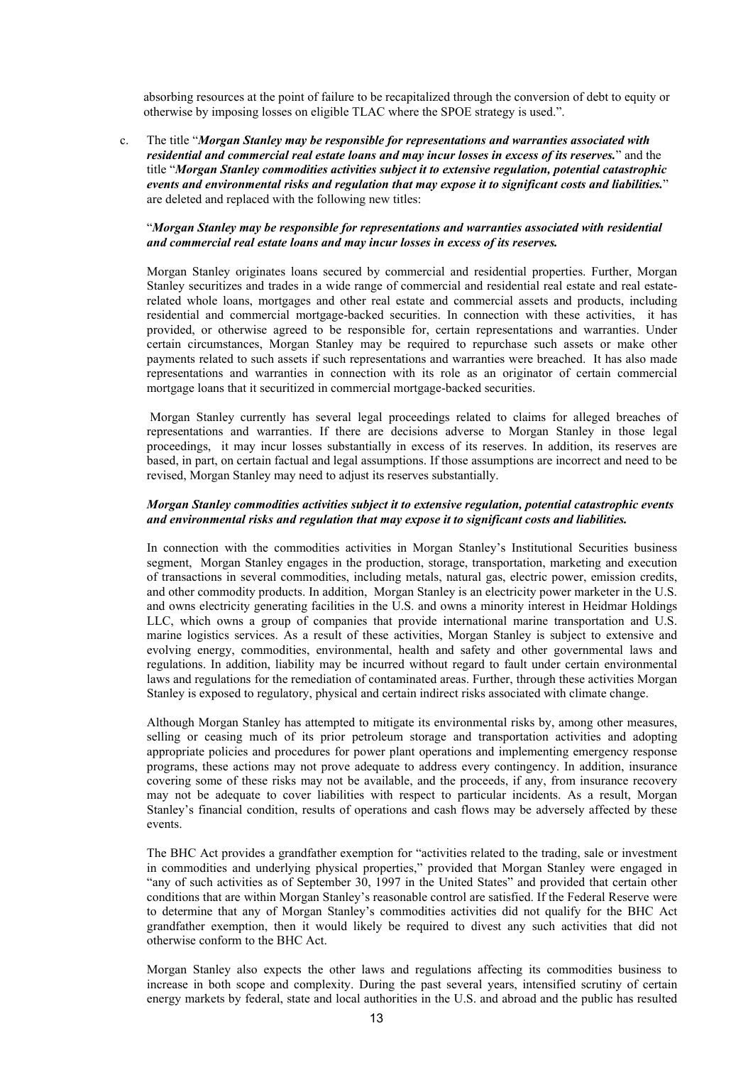absorbing resources at the point of failure to be recapitalized through the conversion of debt to equity or otherwise by imposing losses on eligible TLAC where the SPOE strategy is used.".

c. The title "***Morgan Stanley may be responsible for representations and warranties associated with residential and commercial real estate loans and may incur losses in excess of its reserves.***" and the title "***Morgan Stanley commodities activities subject it to extensive regulation, potential catastrophic events and environmental risks and regulation that may expose it to significant costs and liabilities.***" are deleted and replaced with the following new titles:

"***Morgan Stanley may be responsible for representations and warranties associated with residential and commercial real estate loans and may incur losses in excess of its reserves.***

Morgan Stanley originates loans secured by commercial and residential properties. Further, Morgan Stanley securitizes and trades in a wide range of commercial and residential real estate and real estate-related whole loans, mortgages and other real estate and commercial assets and products, including residential and commercial mortgage-backed securities. In connection with these activities, it has provided, or otherwise agreed to be responsible for, certain representations and warranties. Under certain circumstances, Morgan Stanley may be required to repurchase such assets or make other payments related to such assets if such representations and warranties were breached. It has also made representations and warranties in connection with its role as an originator of certain commercial mortgage loans that it securitized in commercial mortgage-backed securities.

Morgan Stanley currently has several legal proceedings related to claims for alleged breaches of representations and warranties. If there are decisions adverse to Morgan Stanley in those legal proceedings, it may incur losses substantially in excess of its reserves. In addition, its reserves are based, in part, on certain factual and legal assumptions. If those assumptions are incorrect and need to be revised, Morgan Stanley may need to adjust its reserves substantially.

***Morgan Stanley commodities activities subject it to extensive regulation, potential catastrophic events and environmental risks and regulation that may expose it to significant costs and liabilities.***

In connection with the commodities activities in Morgan Stanley's Institutional Securities business segment, Morgan Stanley engages in the production, storage, transportation, marketing and execution of transactions in several commodities, including metals, natural gas, electric power, emission credits, and other commodity products. In addition, Morgan Stanley is an electricity power marketer in the U.S. and owns electricity generating facilities in the U.S. and owns a minority interest in Heidmar Holdings LLC, which owns a group of companies that provide international marine transportation and U.S. marine logistics services. As a result of these activities, Morgan Stanley is subject to extensive and evolving energy, commodities, environmental, health and safety and other governmental laws and regulations. In addition, liability may be incurred without regard to fault under certain environmental laws and regulations for the remediation of contaminated areas. Further, through these activities Morgan Stanley is exposed to regulatory, physical and certain indirect risks associated with climate change.

Although Morgan Stanley has attempted to mitigate its environmental risks by, among other measures, selling or ceasing much of its prior petroleum storage and transportation activities and adopting appropriate policies and procedures for power plant operations and implementing emergency response programs, these actions may not prove adequate to address every contingency. In addition, insurance covering some of these risks may not be available, and the proceeds, if any, from insurance recovery may not be adequate to cover liabilities with respect to particular incidents. As a result, Morgan Stanley's financial condition, results of operations and cash flows may be adversely affected by these events.

The BHC Act provides a grandfather exemption for "activities related to the trading, sale or investment in commodities and underlying physical properties," provided that Morgan Stanley were engaged in "any of such activities as of September 30, 1997 in the United States" and provided that certain other conditions that are within Morgan Stanley's reasonable control are satisfied. If the Federal Reserve were to determine that any of Morgan Stanley's commodities activities did not qualify for the BHC Act grandfather exemption, then it would likely be required to divest any such activities that did not otherwise conform to the BHC Act.

Morgan Stanley also expects the other laws and regulations affecting its commodities business to increase in both scope and complexity. During the past several years, intensified scrutiny of certain energy markets by federal, state and local authorities in the U.S. and abroad and the public has resulted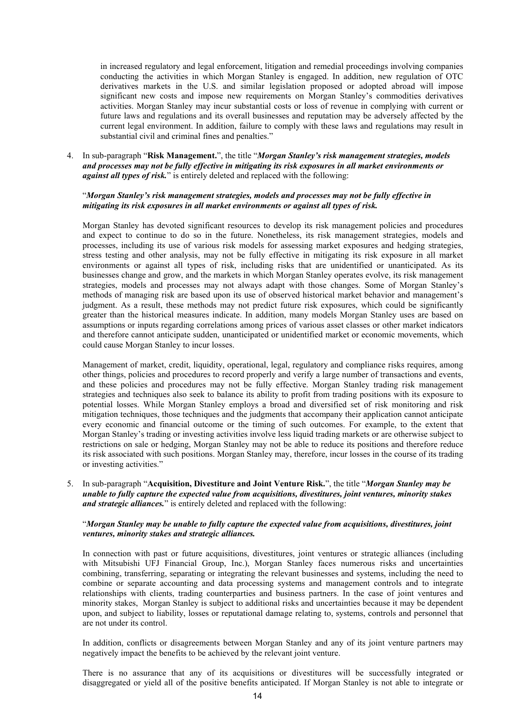in increased regulatory and legal enforcement, litigation and remedial proceedings involving companies conducting the activities in which Morgan Stanley is engaged. In addition, new regulation of OTC derivatives markets in the U.S. and similar legislation proposed or adopted abroad will impose significant new costs and impose new requirements on Morgan Stanley's commodities derivatives activities. Morgan Stanley may incur substantial costs or loss of revenue in complying with current or future laws and regulations and its overall businesses and reputation may be adversely affected by the current legal environment. In addition, failure to comply with these laws and regulations may result in substantial civil and criminal fines and penalties."

4. In sub-paragraph "**Risk Management.**", the title "***Morgan Stanley's risk management strategies, models and processes may not be fully effective in mitigating its risk exposures in all market environments or against all types of risk.***" is entirely deleted and replaced with the following:

   "***Morgan Stanley's risk management strategies, models and processes may not be fully effective in mitigating its risk exposures in all market environments or against all types of risk.***

   Morgan Stanley has devoted significant resources to develop its risk management policies and procedures and expect to continue to do so in the future. Nonetheless, its risk management strategies, models and processes, including its use of various risk models for assessing market exposures and hedging strategies, stress testing and other analysis, may not be fully effective in mitigating its risk exposure in all market environments or against all types of risk, including risks that are unidentified or unanticipated. As its businesses change and grow, and the markets in which Morgan Stanley operates evolve, its risk management strategies, models and processes may not always adapt with those changes. Some of Morgan Stanley's methods of managing risk are based upon its use of observed historical market behavior and management's judgment. As a result, these methods may not predict future risk exposures, which could be significantly greater than the historical measures indicate. In addition, many models Morgan Stanley uses are based on assumptions or inputs regarding correlations among prices of various asset classes or other market indicators and therefore cannot anticipate sudden, unanticipated or unidentified market or economic movements, which could cause Morgan Stanley to incur losses.

   Management of market, credit, liquidity, operational, legal, regulatory and compliance risks requires, among other things, policies and procedures to record properly and verify a large number of transactions and events, and these policies and procedures may not be fully effective. Morgan Stanley trading risk management strategies and techniques also seek to balance its ability to profit from trading positions with its exposure to potential losses. While Morgan Stanley employs a broad and diversified set of risk monitoring and risk mitigation techniques, those techniques and the judgments that accompany their application cannot anticipate every economic and financial outcome or the timing of such outcomes. For example, to the extent that Morgan Stanley's trading or investing activities involve less liquid trading markets or are otherwise subject to restrictions on sale or hedging, Morgan Stanley may not be able to reduce its positions and therefore reduce its risk associated with such positions. Morgan Stanley may, therefore, incur losses in the course of its trading or investing activities."

5. In sub-paragraph "**Acquisition, Divestiture and Joint Venture Risk.**", the title "***Morgan Stanley may be unable to fully capture the expected value from acquisitions, divestitures, joint ventures, minority stakes and strategic alliances.***" is entirely deleted and replaced with the following:

   "***Morgan Stanley may be unable to fully capture the expected value from acquisitions, divestitures, joint ventures, minority stakes and strategic alliances.***

   In connection with past or future acquisitions, divestitures, joint ventures or strategic alliances (including with Mitsubishi UFJ Financial Group, Inc.), Morgan Stanley faces numerous risks and uncertainties combining, transferring, separating or integrating the relevant businesses and systems, including the need to combine or separate accounting and data processing systems and management controls and to integrate relationships with clients, trading counterparties and business partners. In the case of joint ventures and minority stakes, Morgan Stanley is subject to additional risks and uncertainties because it may be dependent upon, and subject to liability, losses or reputational damage relating to, systems, controls and personnel that are not under its control.

   In addition, conflicts or disagreements between Morgan Stanley and any of its joint venture partners may negatively impact the benefits to be achieved by the relevant joint venture.

   There is no assurance that any of its acquisitions or divestitures will be successfully integrated or disaggregated or yield all of the positive benefits anticipated. If Morgan Stanley is not able to integrate or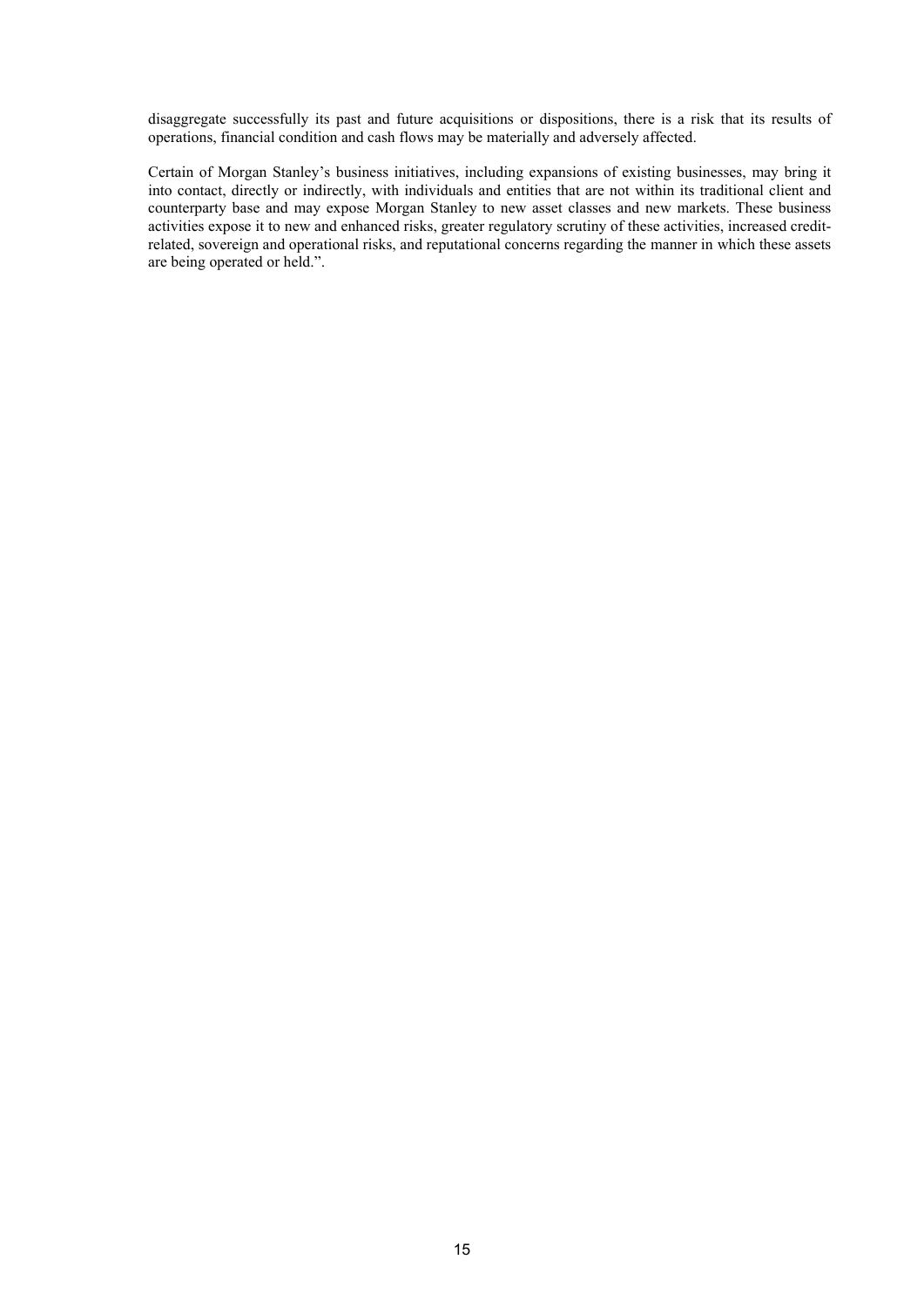disaggregate successfully its past and future acquisitions or dispositions, there is a risk that its results of operations, financial condition and cash flows may be materially and adversely affected.

Certain of Morgan Stanley's business initiatives, including expansions of existing businesses, may bring it into contact, directly or indirectly, with individuals and entities that are not within its traditional client and counterparty base and may expose Morgan Stanley to new asset classes and new markets. These business activities expose it to new and enhanced risks, greater regulatory scrutiny of these activities, increased credit-related, sovereign and operational risks, and reputational concerns regarding the manner in which these assets are being operated or held.".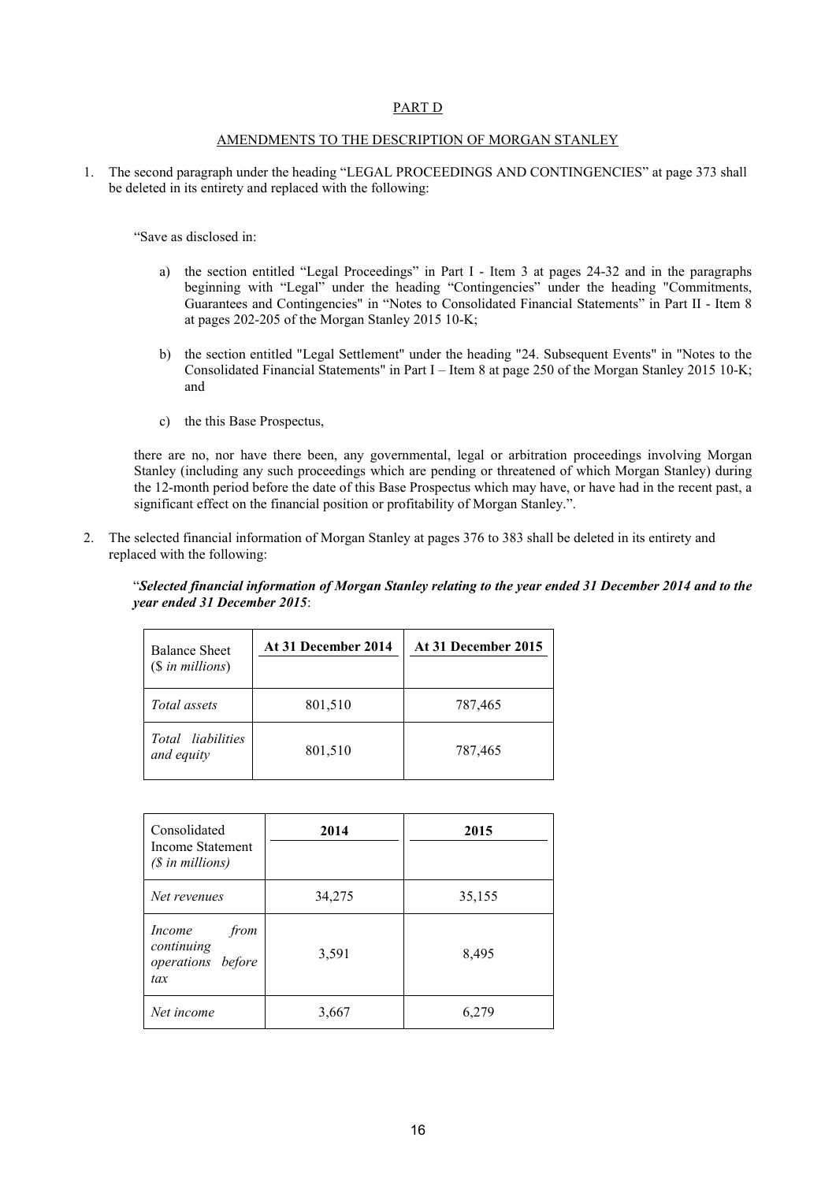PART D

AMENDMENTS TO THE DESCRIPTION OF MORGAN STANLEY

1. The second paragraph under the heading "LEGAL PROCEEDINGS AND CONTINGENCIES" at page 373 shall be deleted in its entirety and replaced with the following:

"Save as disclosed in:

a) the section entitled "Legal Proceedings" in Part I - Item 3 at pages 24-32 and in the paragraphs beginning with "Legal" under the heading "Contingencies" under the heading "Commitments, Guarantees and Contingencies" in "Notes to Consolidated Financial Statements" in Part II - Item 8 at pages 202-205 of the Morgan Stanley 2015 10-K;

b) the section entitled "Legal Settlement" under the heading "24. Subsequent Events" in "Notes to the Consolidated Financial Statements" in Part I – Item 8 at page 250 of the Morgan Stanley 2015 10-K; and

c) the this Base Prospectus,

there are no, nor have there been, any governmental, legal or arbitration proceedings involving Morgan Stanley (including any such proceedings which are pending or threatened of which Morgan Stanley) during the 12-month period before the date of this Base Prospectus which may have, or have had in the recent past, a significant effect on the financial position or profitability of Morgan Stanley.".

2. The selected financial information of Morgan Stanley at pages 376 to 383 shall be deleted in its entirety and replaced with the following:

"***Selected financial information of Morgan Stanley relating to the year ended 31 December 2014 and to the year ended 31 December 2015***:

| Balance Sheet (*$ in millions*) | **At 31 December 2014** | **At 31 December 2015** |
|---|---|---|
| *Total assets* | 801,510 | 787,465 |
| *Total liabilities and equity* | 801,510 | 787,465 |

| Consolidated Income Statement *($ in millions)* | **2014** | **2015** |
|---|---|---|
| *Net revenues* | 34,275 | 35,155 |
| *Income from continuing operations before tax* | 3,591 | 8,495 |
| *Net income* | 3,667 | 6,279 |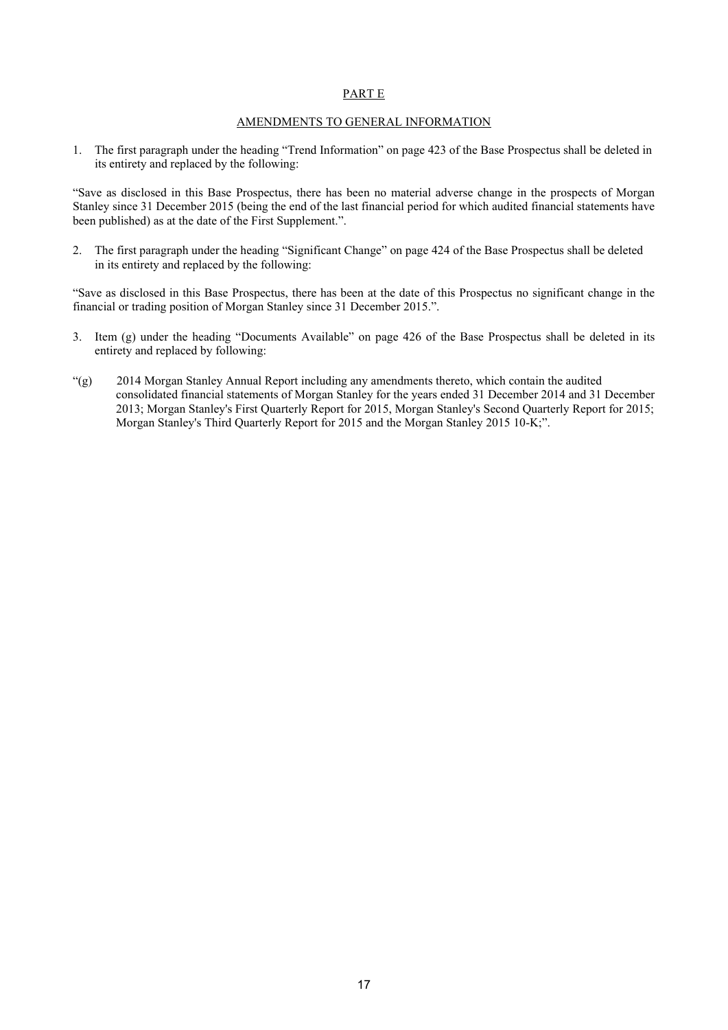## PART E

## AMENDMENTS TO GENERAL INFORMATION

1. The first paragraph under the heading "Trend Information" on page 423 of the Base Prospectus shall be deleted in its entirety and replaced by the following:

"Save as disclosed in this Base Prospectus, there has been no material adverse change in the prospects of Morgan Stanley since 31 December 2015 (being the end of the last financial period for which audited financial statements have been published) as at the date of the First Supplement.".

2. The first paragraph under the heading "Significant Change" on page 424 of the Base Prospectus shall be deleted in its entirety and replaced by the following:

"Save as disclosed in this Base Prospectus, there has been at the date of this Prospectus no significant change in the financial or trading position of Morgan Stanley since 31 December 2015.".

3. Item (g) under the heading "Documents Available" on page 426 of the Base Prospectus shall be deleted in its entirety and replaced by following:

"(g) 2014 Morgan Stanley Annual Report including any amendments thereto, which contain the audited consolidated financial statements of Morgan Stanley for the years ended 31 December 2014 and 31 December 2013; Morgan Stanley's First Quarterly Report for 2015, Morgan Stanley's Second Quarterly Report for 2015; Morgan Stanley's Third Quarterly Report for 2015 and the Morgan Stanley 2015 10-K;".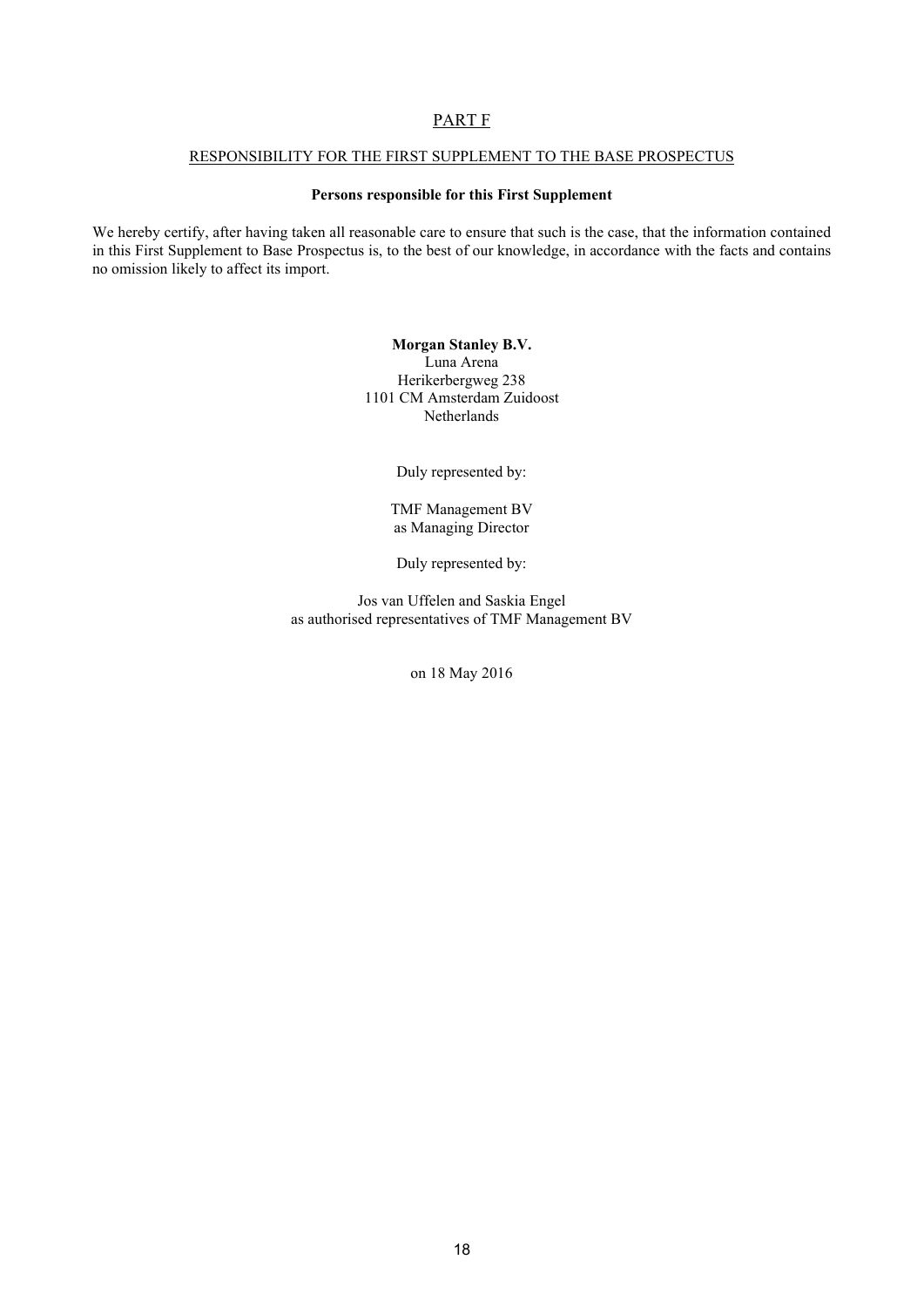# PART F

## RESPONSIBILITY FOR THE FIRST SUPPLEMENT TO THE BASE PROSPECTUS

### Persons responsible for this First Supplement

We hereby certify, after having taken all reasonable care to ensure that such is the case, that the information contained in this First Supplement to Base Prospectus is, to the best of our knowledge, in accordance with the facts and contains no omission likely to affect its import.

**Morgan Stanley B.V.**
Luna Arena
Herikerbergweg 238
1101 CM Amsterdam Zuidoost
Netherlands

Duly represented by:

TMF Management BV
as Managing Director

Duly represented by:

Jos van Uffelen and Saskia Engel
as authorised representatives of TMF Management BV

on 18 May 2016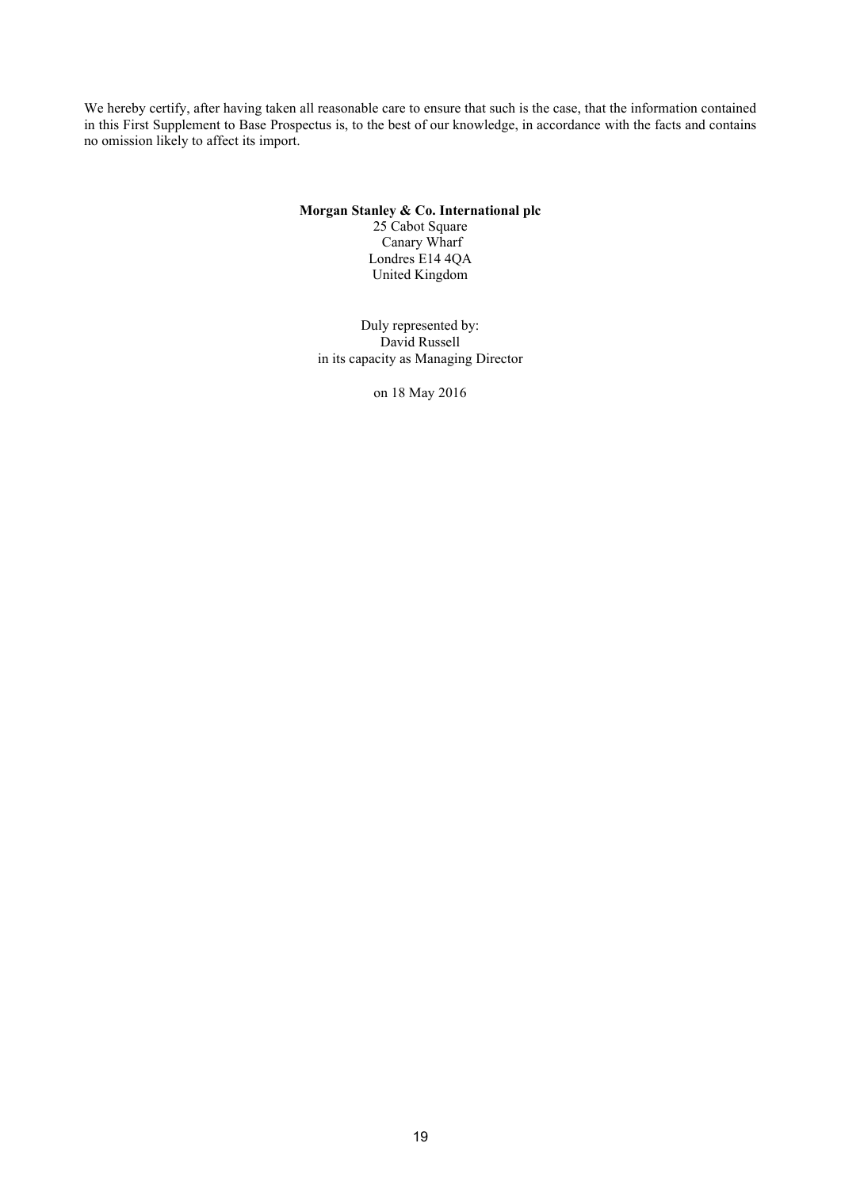We hereby certify, after having taken all reasonable care to ensure that such is the case, that the information contained in this First Supplement to Base Prospectus is, to the best of our knowledge, in accordance with the facts and contains no omission likely to affect its import.

**Morgan Stanley & Co. International plc**
25 Cabot Square
Canary Wharf
Londres E14 4QA
United Kingdom

Duly represented by:
David Russell
in its capacity as Managing Director

on 18 May 2016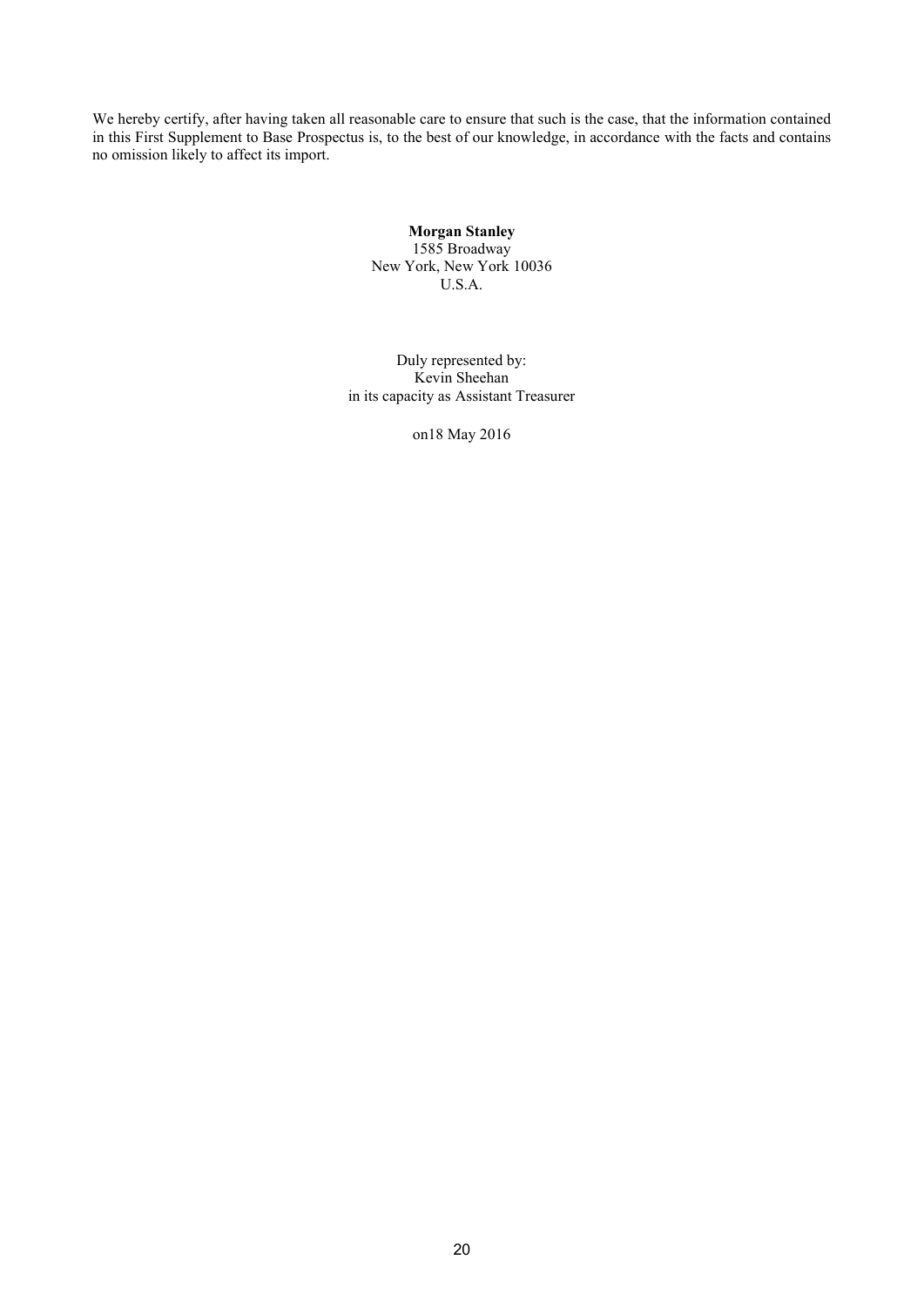We hereby certify, after having taken all reasonable care to ensure that such is the case, that the information contained in this First Supplement to Base Prospectus is, to the best of our knowledge, in accordance with the facts and contains no omission likely to affect its import.

**Morgan Stanley**
1585 Broadway
New York, New York 10036
U.S.A.

Duly represented by:
Kevin Sheehan
in its capacity as Assistant Treasurer

on18 May 2016